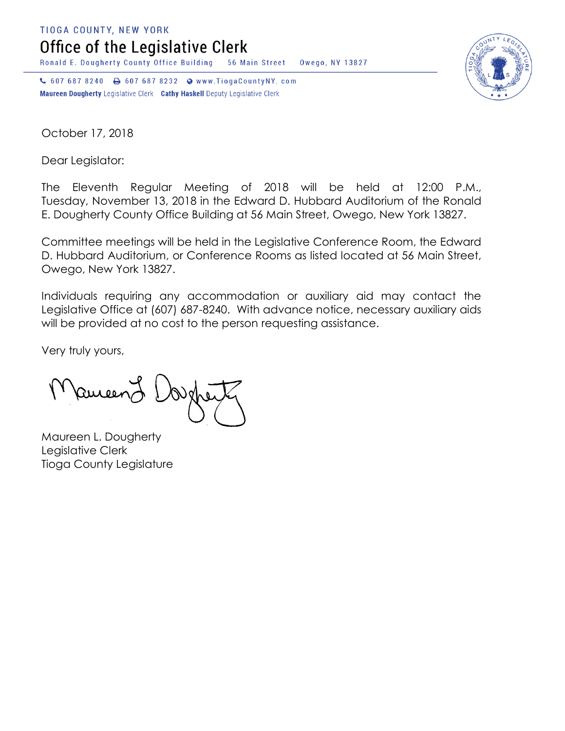TIOGA COUNTY, NEW YORK

# Office of the Legislative Clerk

Ronald E. Dougherty County Office Building 56 Main Street Owego, NY 13827

607 687 8240 607 687 8232 www.TiogaCountyNY. com

**Maureen Dougherty** Legislative Clerk **Cathy Haskell** Deputy Legislative Clerk

October 17, 2018

Dear Legislator:

The Eleventh Regular Meeting of 2018 will be held at 12:00 P.M., Tuesday, November 13, 2018 in the Edward D. Hubbard Auditorium of the Ronald E. Dougherty County Office Building at 56 Main Street, Owego, New York 13827.

Committee meetings will be held in the Legislative Conference Room, the Edward D. Hubbard Auditorium, or Conference Rooms as listed located at 56 Main Street, Owego, New York 13827.

Individuals requiring any accommodation or auxiliary aid may contact the Legislative Office at (607) 687-8240. With advance notice, necessary auxiliary aids will be provided at no cost to the person requesting assistance.

Very truly yours,

Maureen L. Dougherty
Legislative Clerk
Tioga County Legislature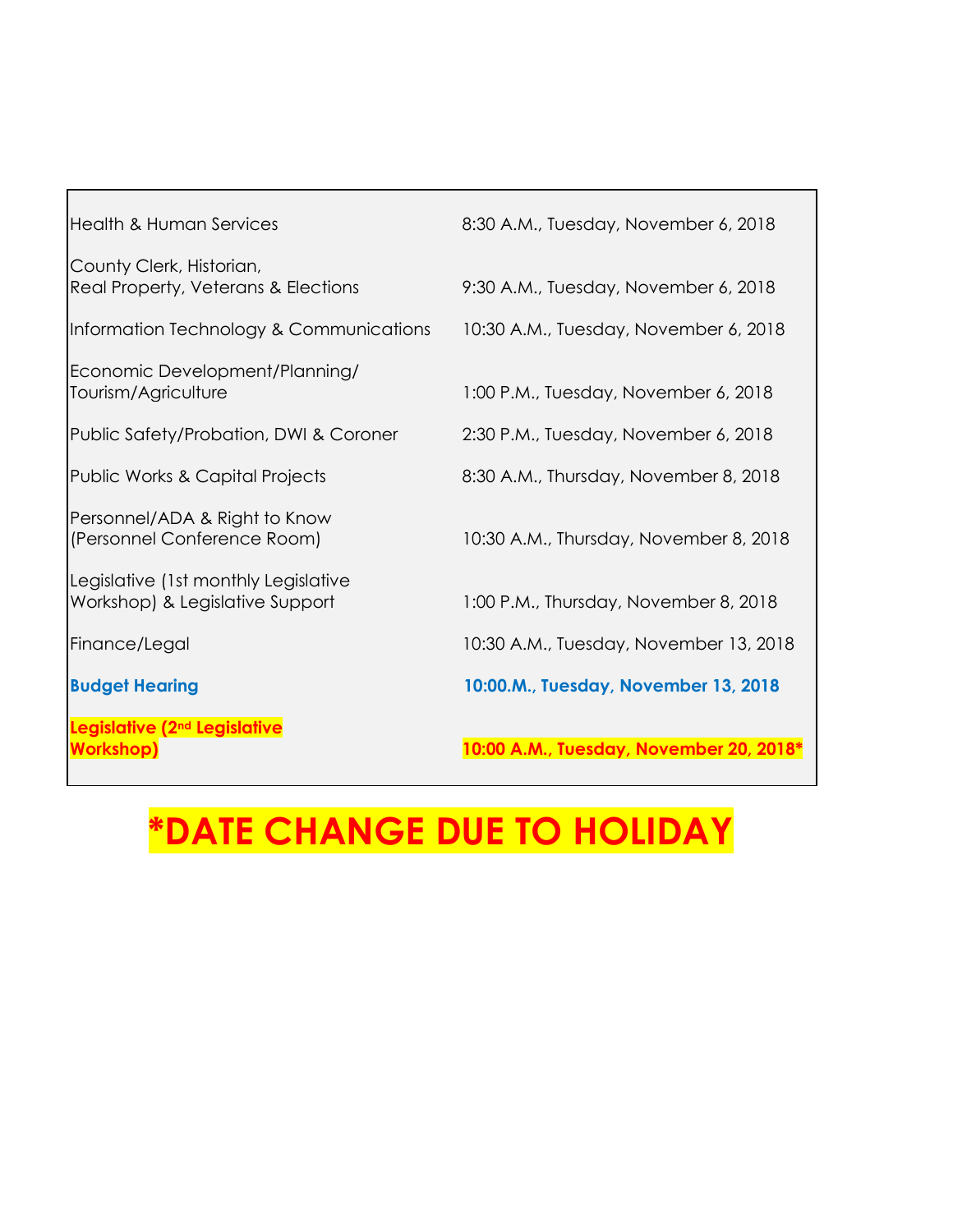| | |
|---|---|
| Health & Human Services | 8:30 A.M., Tuesday, November 6, 2018 |
| County Clerk, Historian, Real Property, Veterans & Elections | 9:30 A.M., Tuesday, November 6, 2018 |
| Information Technology & Communications | 10:30 A.M., Tuesday, November 6, 2018 |
| Economic Development/Planning/ Tourism/Agriculture | 1:00 P.M., Tuesday, November 6, 2018 |
| Public Safety/Probation, DWI & Coroner | 2:30 P.M., Tuesday, November 6, 2018 |
| Public Works & Capital Projects | 8:30 A.M., Thursday, November 8, 2018 |
| Personnel/ADA & Right to Know (Personnel Conference Room) | 10:30 A.M., Thursday, November 8, 2018 |
| Legislative (1st monthly Legislative Workshop) & Legislative Support | 1:00 P.M., Thursday, November 8, 2018 |
| Finance/Legal | 10:30 A.M., Tuesday, November 13, 2018 |
| **Budget Hearing** | **10:00.M., Tuesday, November 13, 2018** |
| **Legislative (2nd Legislative Workshop)** | **10:00 A.M., Tuesday, November 20, 2018*** |

# *DATE CHANGE DUE TO HOLIDAY